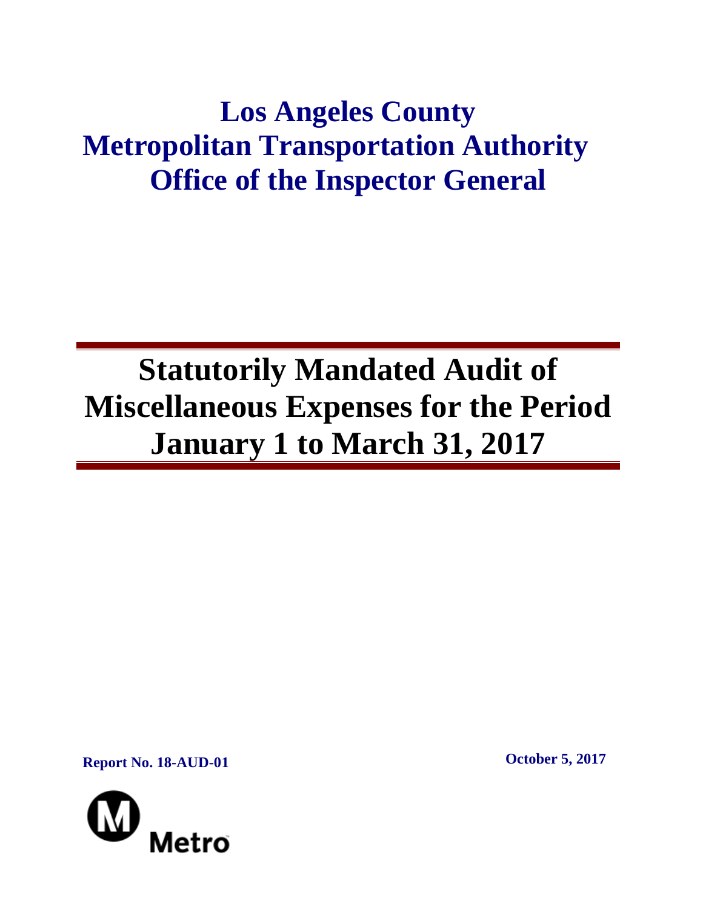# Los Angeles County Metropolitan Transportation Authority Office of the Inspector General

# Statutorily Mandated Audit of Miscellaneous Expenses for the Period January 1 to March 31, 2017

**Report No. 18-AUD-01**

**October 5, 2017**

Metro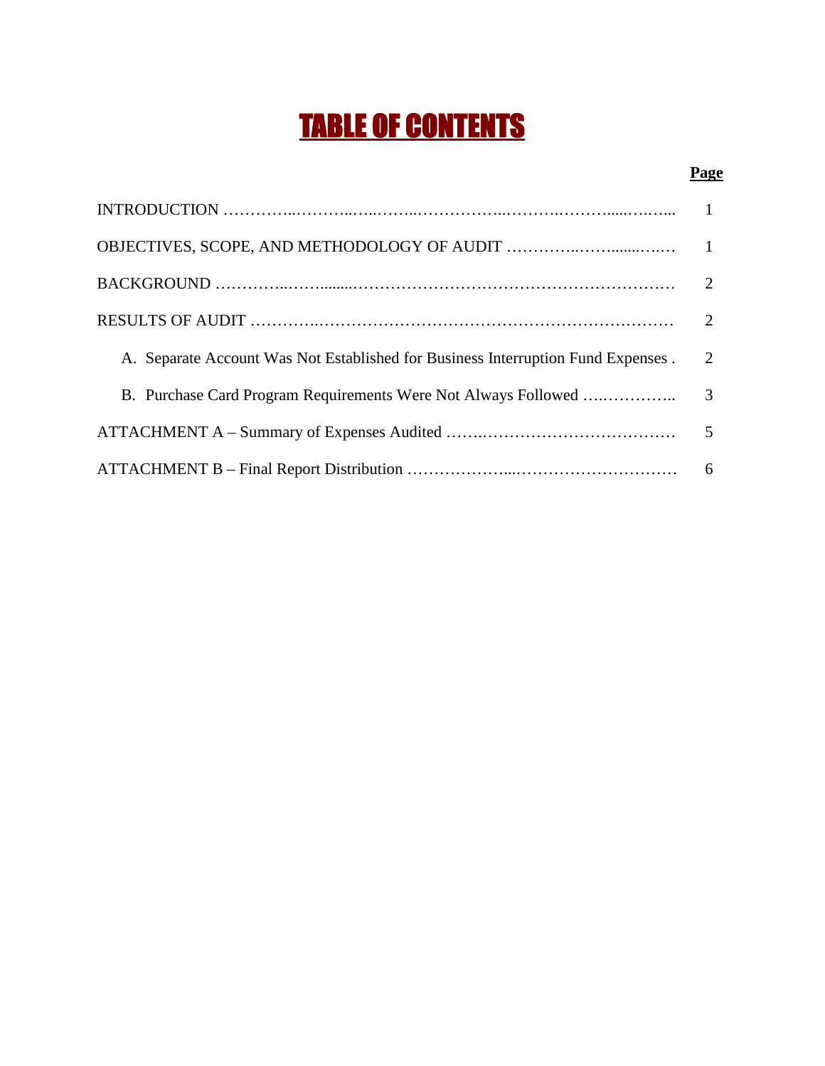# TABLE OF CONTENTS

| | Page |
|---|---|
| INTRODUCTION | 1 |
| OBJECTIVES, SCOPE, AND METHODOLOGY OF AUDIT | 1 |
| BACKGROUND | 2 |
| RESULTS OF AUDIT | 2 |
| A. Separate Account Was Not Established for Business Interruption Fund Expenses | 2 |
| B. Purchase Card Program Requirements Were Not Always Followed | 3 |
| ATTACHMENT A – Summary of Expenses Audited | 5 |
| ATTACHMENT B – Final Report Distribution | 6 |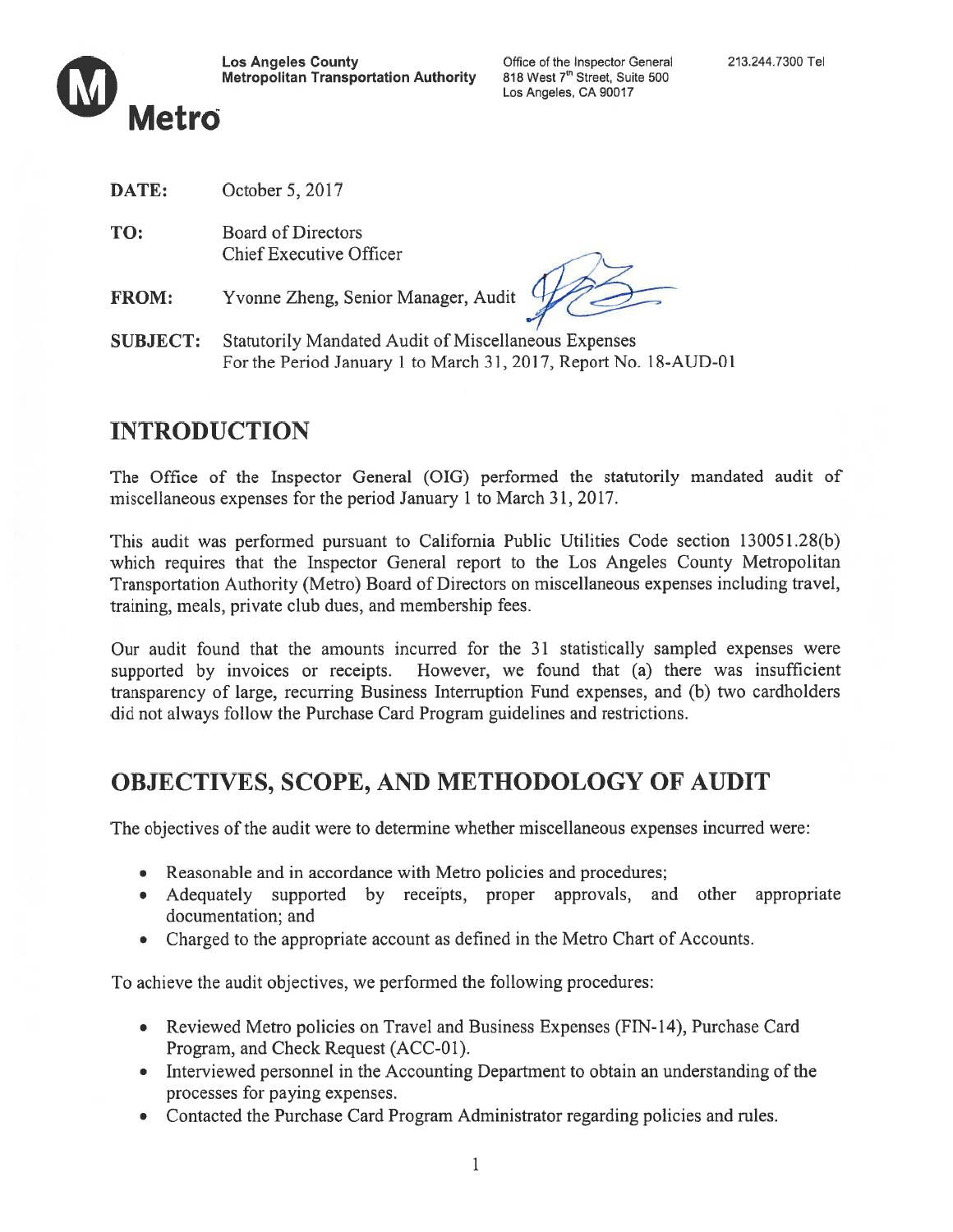**Los Angeles County Metropolitan Transportation Authority**

Office of the Inspector General
818 West 7th Street, Suite 500
Los Angeles, CA 90017

213.244.7300 Tel

**Metro**

**DATE:** October 5, 2017

**TO:** Board of Directors
Chief Executive Officer

**FROM:** Yvonne Zheng, Senior Manager, Audit

**SUBJECT:** Statutorily Mandated Audit of Miscellaneous Expenses For the Period January 1 to March 31, 2017, Report No. 18-AUD-01

## INTRODUCTION

The Office of the Inspector General (OIG) performed the statutorily mandated audit of miscellaneous expenses for the period January 1 to March 31, 2017.

This audit was performed pursuant to California Public Utilities Code section 130051.28(b) which requires that the Inspector General report to the Los Angeles County Metropolitan Transportation Authority (Metro) Board of Directors on miscellaneous expenses including travel, training, meals, private club dues, and membership fees.

Our audit found that the amounts incurred for the 31 statistically sampled expenses were supported by invoices or receipts. However, we found that (a) there was insufficient transparency of large, recurring Business Interruption Fund expenses, and (b) two cardholders did not always follow the Purchase Card Program guidelines and restrictions.

## OBJECTIVES, SCOPE, AND METHODOLOGY OF AUDIT

The objectives of the audit were to determine whether miscellaneous expenses incurred were:

- Reasonable and in accordance with Metro policies and procedures;
- Adequately supported by receipts, proper approvals, and other appropriate documentation; and
- Charged to the appropriate account as defined in the Metro Chart of Accounts.

To achieve the audit objectives, we performed the following procedures:

- Reviewed Metro policies on Travel and Business Expenses (FIN-14), Purchase Card Program, and Check Request (ACC-01).
- Interviewed personnel in the Accounting Department to obtain an understanding of the processes for paying expenses.
- Contacted the Purchase Card Program Administrator regarding policies and rules.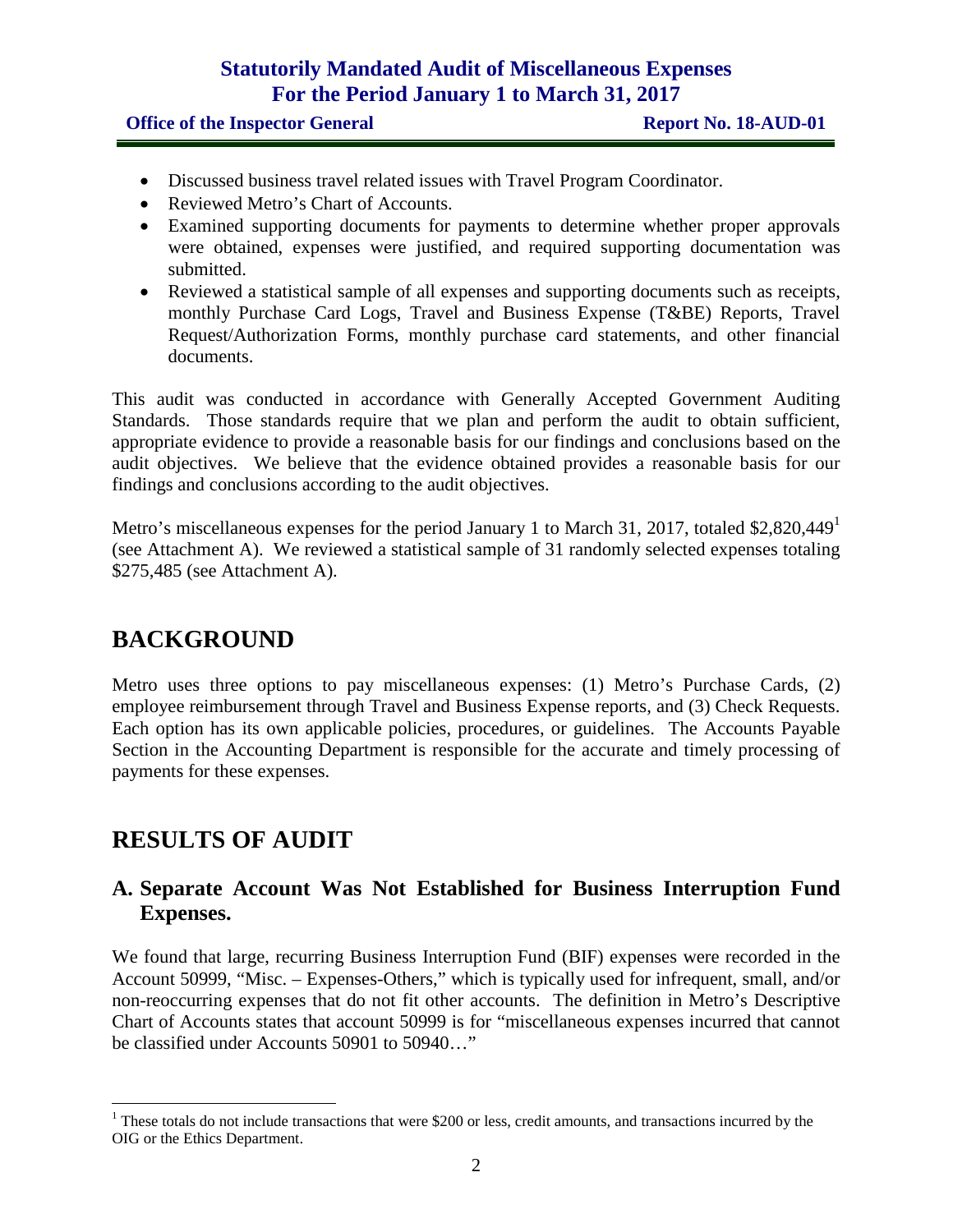- Discussed business travel related issues with Travel Program Coordinator.
- Reviewed Metro's Chart of Accounts.
- Examined supporting documents for payments to determine whether proper approvals were obtained, expenses were justified, and required supporting documentation was submitted.
- Reviewed a statistical sample of all expenses and supporting documents such as receipts, monthly Purchase Card Logs, Travel and Business Expense (T&BE) Reports, Travel Request/Authorization Forms, monthly purchase card statements, and other financial documents.

This audit was conducted in accordance with Generally Accepted Government Auditing Standards. Those standards require that we plan and perform the audit to obtain sufficient, appropriate evidence to provide a reasonable basis for our findings and conclusions based on the audit objectives. We believe that the evidence obtained provides a reasonable basis for our findings and conclusions according to the audit objectives.

Metro's miscellaneous expenses for the period January 1 to March 31, 2017, totaled $2,820,449[1] (see Attachment A). We reviewed a statistical sample of 31 randomly selected expenses totaling $275,485 (see Attachment A).

# BACKGROUND

Metro uses three options to pay miscellaneous expenses: (1) Metro's Purchase Cards, (2) employee reimbursement through Travel and Business Expense reports, and (3) Check Requests. Each option has its own applicable policies, procedures, or guidelines. The Accounts Payable Section in the Accounting Department is responsible for the accurate and timely processing of payments for these expenses.

# RESULTS OF AUDIT

## A. Separate Account Was Not Established for Business Interruption Fund Expenses.

We found that large, recurring Business Interruption Fund (BIF) expenses were recorded in the Account 50999, "Misc. – Expenses-Others," which is typically used for infrequent, small, and/or non-reoccurring expenses that do not fit other accounts. The definition in Metro's Descriptive Chart of Accounts states that account 50999 is for "miscellaneous expenses incurred that cannot be classified under Accounts 50901 to 50940…"

---

[1] These totals do not include transactions that were $200 or less, credit amounts, and transactions incurred by the OIG or the Ethics Department.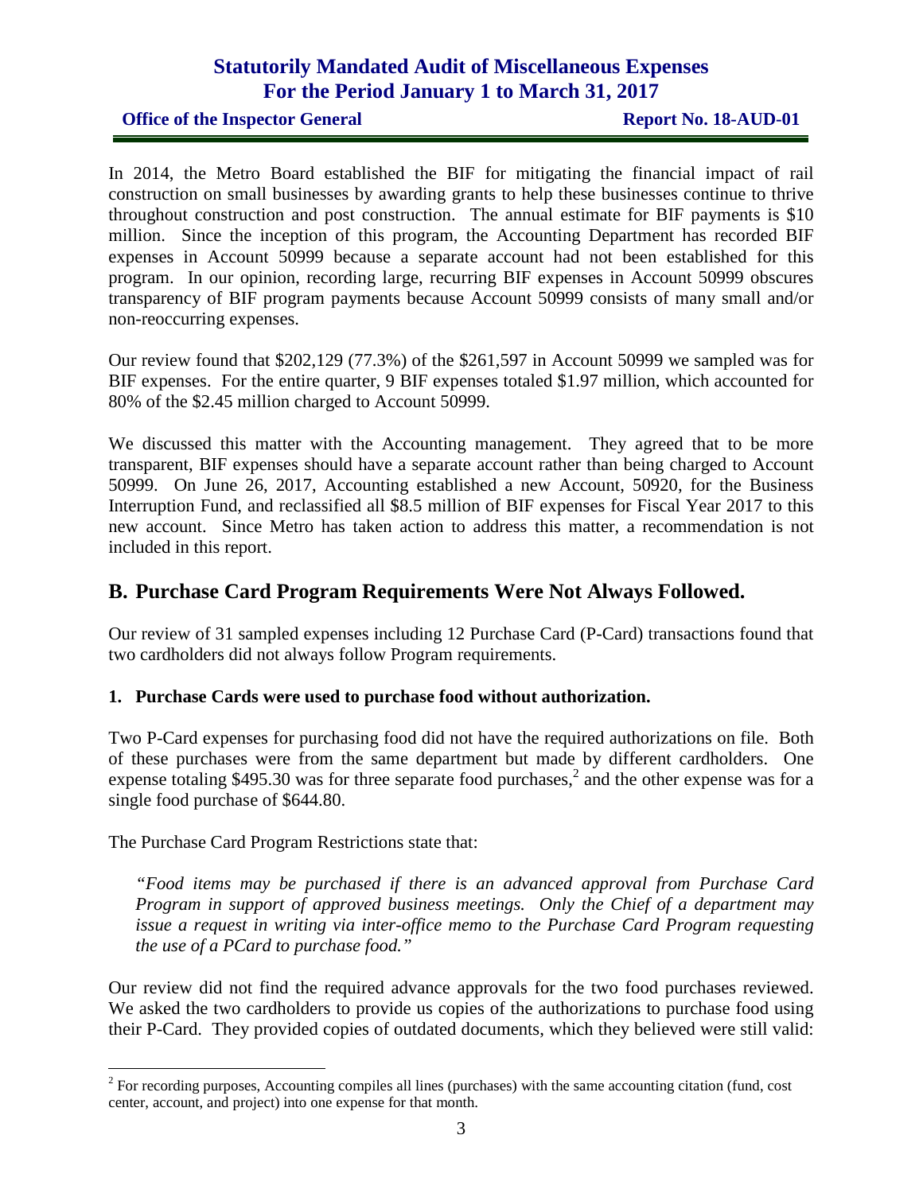In 2014, the Metro Board established the BIF for mitigating the financial impact of rail construction on small businesses by awarding grants to help these businesses continue to thrive throughout construction and post construction. The annual estimate for BIF payments is $10 million. Since the inception of this program, the Accounting Department has recorded BIF expenses in Account 50999 because a separate account had not been established for this program. In our opinion, recording large, recurring BIF expenses in Account 50999 obscures transparency of BIF program payments because Account 50999 consists of many small and/or non-reoccurring expenses.

Our review found that $202,129 (77.3%) of the $261,597 in Account 50999 we sampled was for BIF expenses. For the entire quarter, 9 BIF expenses totaled $1.97 million, which accounted for 80% of the $2.45 million charged to Account 50999.

We discussed this matter with the Accounting management. They agreed that to be more transparent, BIF expenses should have a separate account rather than being charged to Account 50999. On June 26, 2017, Accounting established a new Account, 50920, for the Business Interruption Fund, and reclassified all $8.5 million of BIF expenses for Fiscal Year 2017 to this new account. Since Metro has taken action to address this matter, a recommendation is not included in this report.

## B. Purchase Card Program Requirements Were Not Always Followed.

Our review of 31 sampled expenses including 12 Purchase Card (P-Card) transactions found that two cardholders did not always follow Program requirements.

### 1. Purchase Cards were used to purchase food without authorization.

Two P-Card expenses for purchasing food did not have the required authorizations on file. Both of these purchases were from the same department but made by different cardholders. One expense totaling $495.30 was for three separate food purchases,[2] and the other expense was for a single food purchase of $644.80.

The Purchase Card Program Restrictions state that:

> *"Food items may be purchased if there is an advanced approval from Purchase Card Program in support of approved business meetings. Only the Chief of a department may issue a request in writing via inter-office memo to the Purchase Card Program requesting the use of a PCard to purchase food."*

Our review did not find the required advance approvals for the two food purchases reviewed. We asked the two cardholders to provide us copies of the authorizations to purchase food using their P-Card. They provided copies of outdated documents, which they believed were still valid:

---

[2] For recording purposes, Accounting compiles all lines (purchases) with the same accounting citation (fund, cost center, account, and project) into one expense for that month.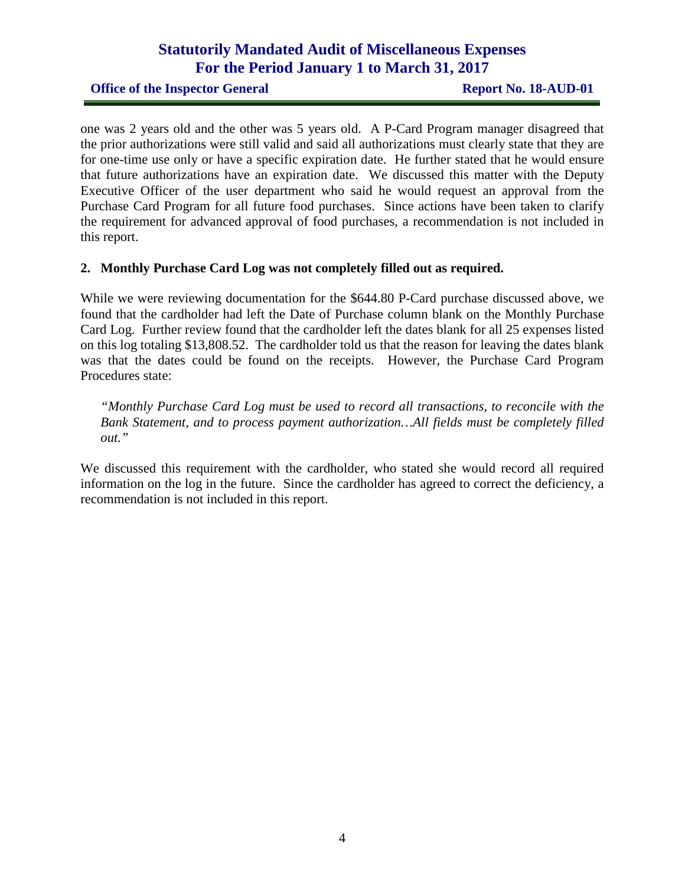one was 2 years old and the other was 5 years old. A P-Card Program manager disagreed that the prior authorizations were still valid and said all authorizations must clearly state that they are for one-time use only or have a specific expiration date. He further stated that he would ensure that future authorizations have an expiration date. We discussed this matter with the Deputy Executive Officer of the user department who said he would request an approval from the Purchase Card Program for all future food purchases. Since actions have been taken to clarify the requirement for advanced approval of food purchases, a recommendation is not included in this report.

**2. Monthly Purchase Card Log was not completely filled out as required.**

While we were reviewing documentation for the $644.80 P-Card purchase discussed above, we found that the cardholder had left the Date of Purchase column blank on the Monthly Purchase Card Log. Further review found that the cardholder left the dates blank for all 25 expenses listed on this log totaling $13,808.52. The cardholder told us that the reason for leaving the dates blank was that the dates could be found on the receipts. However, the Purchase Card Program Procedures state:

> *"Monthly Purchase Card Log must be used to record all transactions, to reconcile with the Bank Statement, and to process payment authorization…All fields must be completely filled out."*

We discussed this requirement with the cardholder, who stated she would record all required information on the log in the future. Since the cardholder has agreed to correct the deficiency, a recommendation is not included in this report.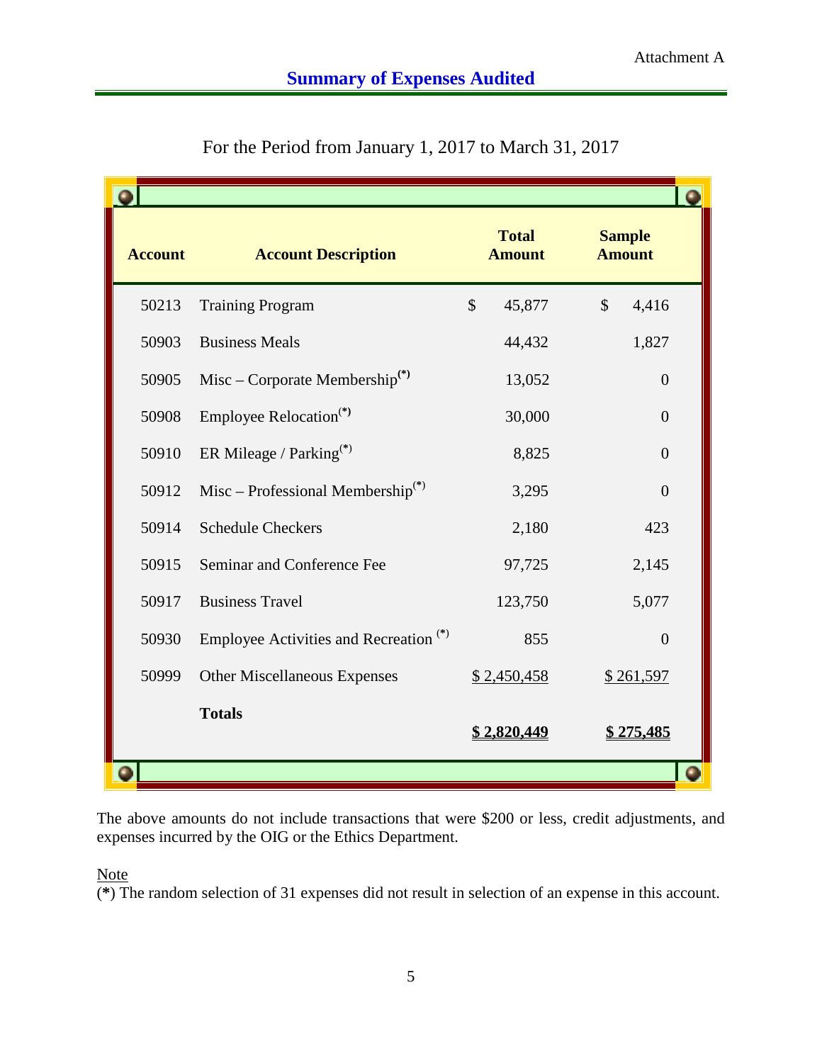Attachment A

## Summary of Expenses Audited

For the Period from January 1, 2017 to March 31, 2017

| Account | Account Description | Total Amount | Sample Amount |
|---|---|---|---|
| 50213 | Training Program | $ 45,877 | $ 4,416 |
| 50903 | Business Meals | 44,432 | 1,827 |
| 50905 | Misc – Corporate Membership(*) | 13,052 | 0 |
| 50908 | Employee Relocation(*) | 30,000 | 0 |
| 50910 | ER Mileage / Parking(*) | 8,825 | 0 |
| 50912 | Misc – Professional Membership(*) | 3,295 | 0 |
| 50914 | Schedule Checkers | 2,180 | 423 |
| 50915 | Seminar and Conference Fee | 97,725 | 2,145 |
| 50917 | Business Travel | 123,750 | 5,077 |
| 50930 | Employee Activities and Recreation (*) | 855 | 0 |
| 50999 | Other Miscellaneous Expenses | $ 2,450,458 | $ 261,597 |
| | **Totals** | **$ 2,820,449** | **$ 275,485** |

The above amounts do not include transactions that were $200 or less, credit adjustments, and expenses incurred by the OIG or the Ethics Department.

Note

(*) The random selection of 31 expenses did not result in selection of an expense in this account.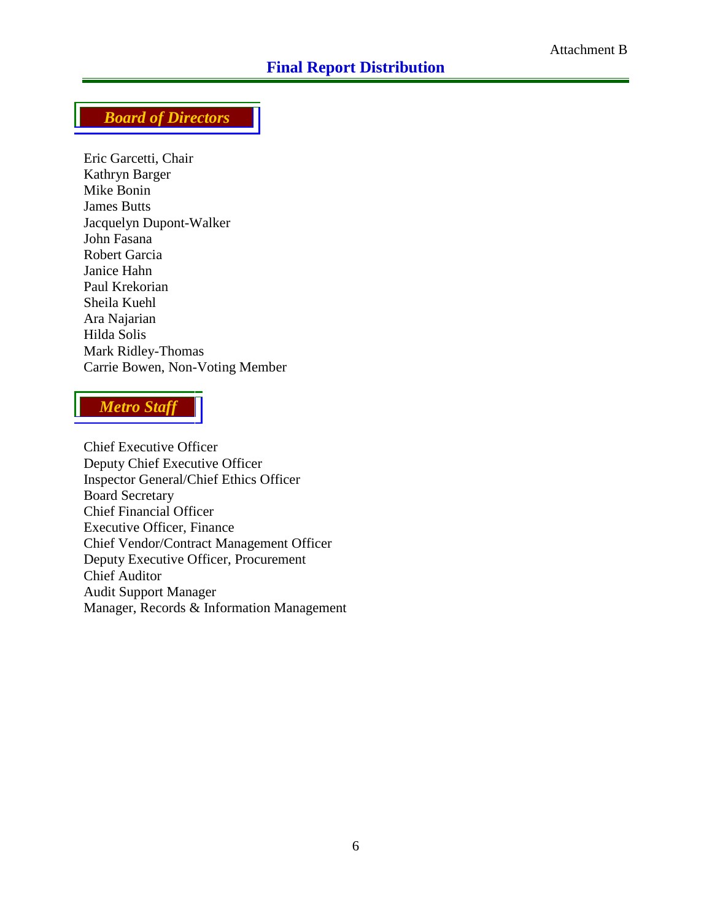Attachment B

# Final Report Distribution

## *Board of Directors*

Eric Garcetti, Chair
Kathryn Barger
Mike Bonin
James Butts
Jacquelyn Dupont-Walker
John Fasana
Robert Garcia
Janice Hahn
Paul Krekorian
Sheila Kuehl
Ara Najarian
Hilda Solis
Mark Ridley-Thomas
Carrie Bowen, Non-Voting Member

## *Metro Staff*

Chief Executive Officer
Deputy Chief Executive Officer
Inspector General/Chief Ethics Officer
Board Secretary
Chief Financial Officer
Executive Officer, Finance
Chief Vendor/Contract Management Officer
Deputy Executive Officer, Procurement
Chief Auditor
Audit Support Manager
Manager, Records & Information Management